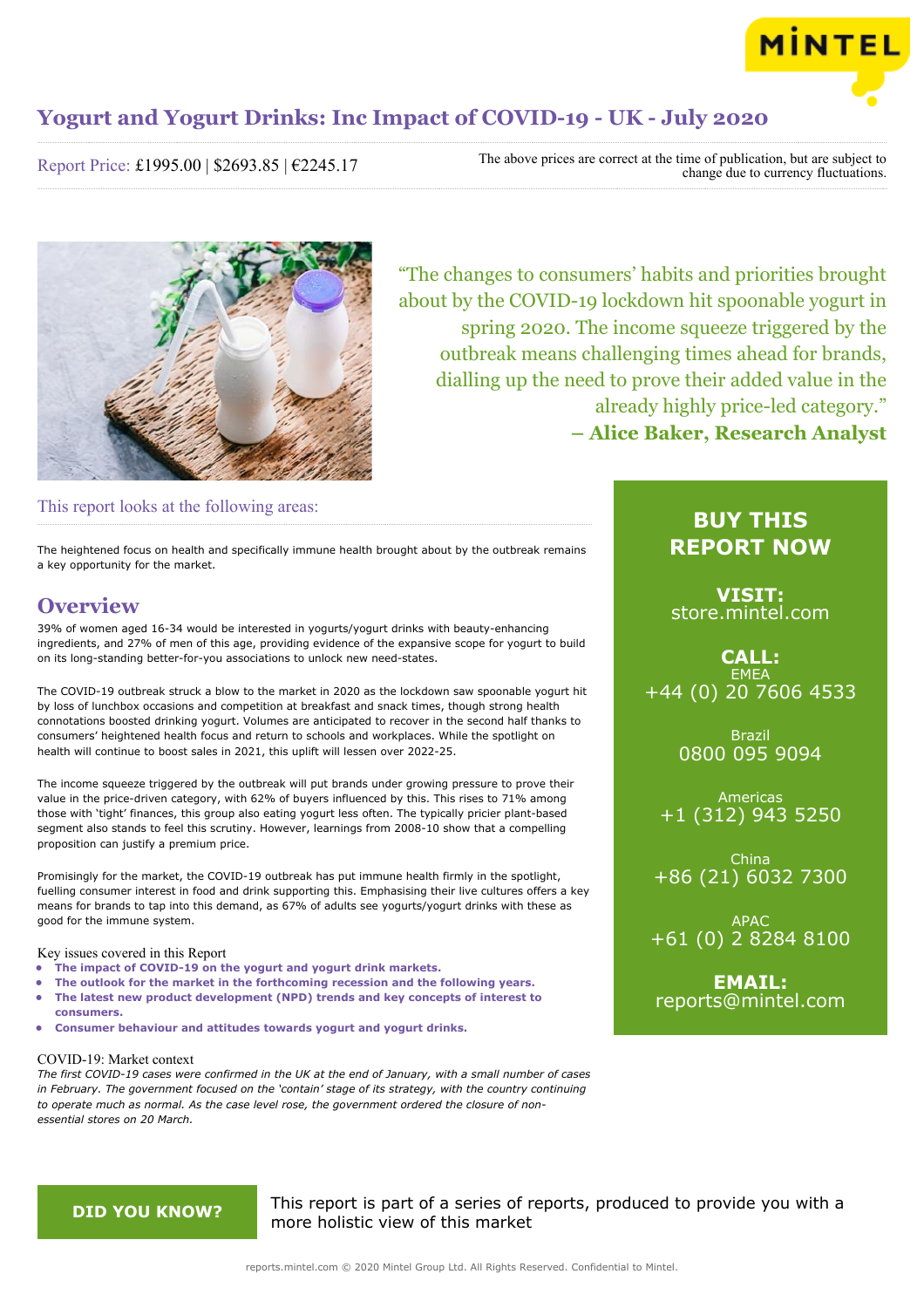# Yogurt and Yogurt Drinks: Inc Impact of COVID-19 - UK - July 2020

Report Price: £1995.00 | $2693.85 | €2245.17

The above prices are correct at the time of publication, but are subject to change due to currency fluctuations.

"The changes to consumers' habits and priorities brought about by the COVID-19 lockdown hit spoonable yogurt in spring 2020. The income squeeze triggered by the outbreak means challenging times ahead for brands, dialling up the need to prove their added value in the already highly price-led category."
**– Alice Baker, Research Analyst**

## This report looks at the following areas:

The heightened focus on health and specifically immune health brought about by the outbreak remains a key opportunity for the market.

## Overview

39% of women aged 16-34 would be interested in yogurts/yogurt drinks with beauty-enhancing ingredients, and 27% of men of this age, providing evidence of the expansive scope for yogurt to build on its long-standing better-for-you associations to unlock new need-states.

The COVID-19 outbreak struck a blow to the market in 2020 as the lockdown saw spoonable yogurt hit by loss of lunchbox occasions and competition at breakfast and snack times, though strong health connotations boosted drinking yogurt. Volumes are anticipated to recover in the second half thanks to consumers' heightened health focus and return to schools and workplaces. While the spotlight on health will continue to boost sales in 2021, this uplift will lessen over 2022-25.

The income squeeze triggered by the outbreak will put brands under growing pressure to prove their value in the price-driven category, with 62% of buyers influenced by this. This rises to 71% among those with 'tight' finances, this group also eating yogurt less often. The typically pricier plant-based segment also stands to feel this scrutiny. However, learnings from 2008-10 show that a compelling proposition can justify a premium price.

Promisingly for the market, the COVID-19 outbreak has put immune health firmly in the spotlight, fuelling consumer interest in food and drink supporting this. Emphasising their live cultures offers a key means for brands to tap into this demand, as 67% of adults see yogurts/yogurt drinks with these as good for the immune system.

### Key issues covered in this Report

- **The impact of COVID-19 on the yogurt and yogurt drink markets.**
- **The outlook for the market in the forthcoming recession and the following years.**
- **The latest new product development (NPD) trends and key concepts of interest to consumers.**
- **Consumer behaviour and attitudes towards yogurt and yogurt drinks.**

### COVID-19: Market context

*The first COVID-19 cases were confirmed in the UK at the end of January, with a small number of cases in February. The government focused on the 'contain' stage of its strategy, with the country continuing to operate much as normal. As the case level rose, the government ordered the closure of non-essential stores on 20 March.*

## BUY THIS REPORT NOW

**VISIT:**
store.mintel.com

**CALL:**
EMEA
+44 (0) 20 7606 4533

Brazil
0800 095 9094

Americas
+1 (312) 943 5250

China
+86 (21) 6032 7300

APAC
+61 (0) 2 8284 8100

**EMAIL:**
reports@mintel.com

**DID YOU KNOW?**

This report is part of a series of reports, produced to provide you with a more holistic view of this market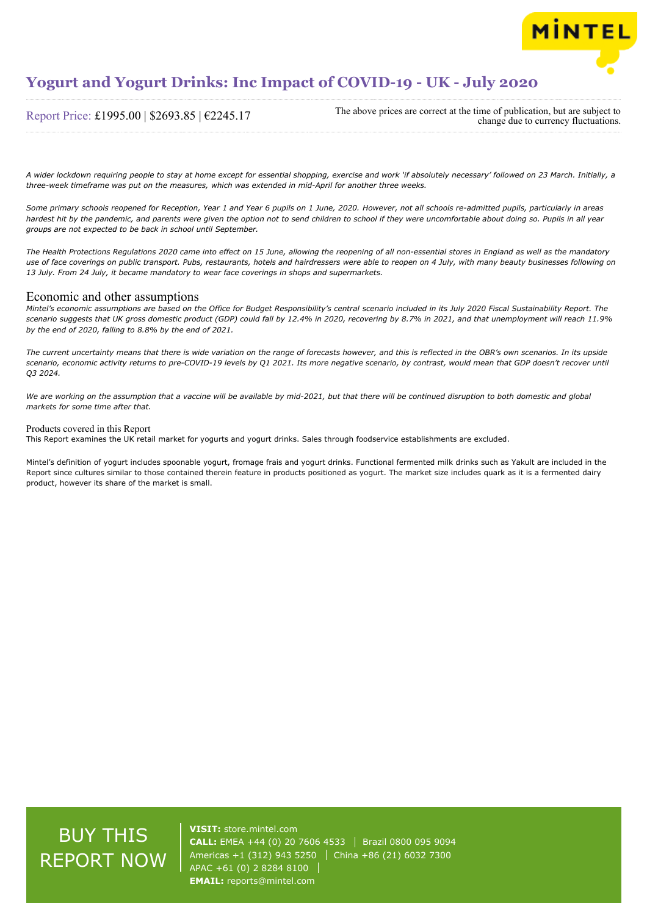*A wider lockdown requiring people to stay at home except for essential shopping, exercise and work 'if absolutely necessary' followed on 23 March. Initially, a three-week timeframe was put on the measures, which was extended in mid-April for another three weeks.*

*Some primary schools reopened for Reception, Year 1 and Year 6 pupils on 1 June, 2020. However, not all schools re-admitted pupils, particularly in areas hardest hit by the pandemic, and parents were given the option not to send children to school if they were uncomfortable about doing so. Pupils in all year groups are not expected to be back in school until September.*

*The Health Protections Regulations 2020 came into effect on 15 June, allowing the reopening of all non-essential stores in England as well as the mandatory use of face coverings on public transport. Pubs, restaurants, hotels and hairdressers were able to reopen on 4 July, with many beauty businesses following on 13 July. From 24 July, it became mandatory to wear face coverings in shops and supermarkets.*

## Economic and other assumptions

*Mintel's economic assumptions are based on the Office for Budget Responsibility's central scenario included in its July 2020 Fiscal Sustainability Report. The scenario suggests that UK gross domestic product (GDP) could fall by 12.4% in 2020, recovering by 8.7% in 2021, and that unemployment will reach 11.9% by the end of 2020, falling to 8.8% by the end of 2021.*

*The current uncertainty means that there is wide variation on the range of forecasts however, and this is reflected in the OBR's own scenarios. In its upside scenario, economic activity returns to pre-COVID-19 levels by Q1 2021. Its more negative scenario, by contrast, would mean that GDP doesn't recover until Q3 2024.*

*We are working on the assumption that a vaccine will be available by mid-2021, but that there will be continued disruption to both domestic and global markets for some time after that.*

### Products covered in this Report

This Report examines the UK retail market for yogurts and yogurt drinks. Sales through foodservice establishments are excluded.

Mintel's definition of yogurt includes spoonable yogurt, fromage frais and yogurt drinks. Functional fermented milk drinks such as Yakult are included in the Report since cultures similar to those contained therein feature in products positioned as yogurt. The market size includes quark as it is a fermented dairy product, however its share of the market is small.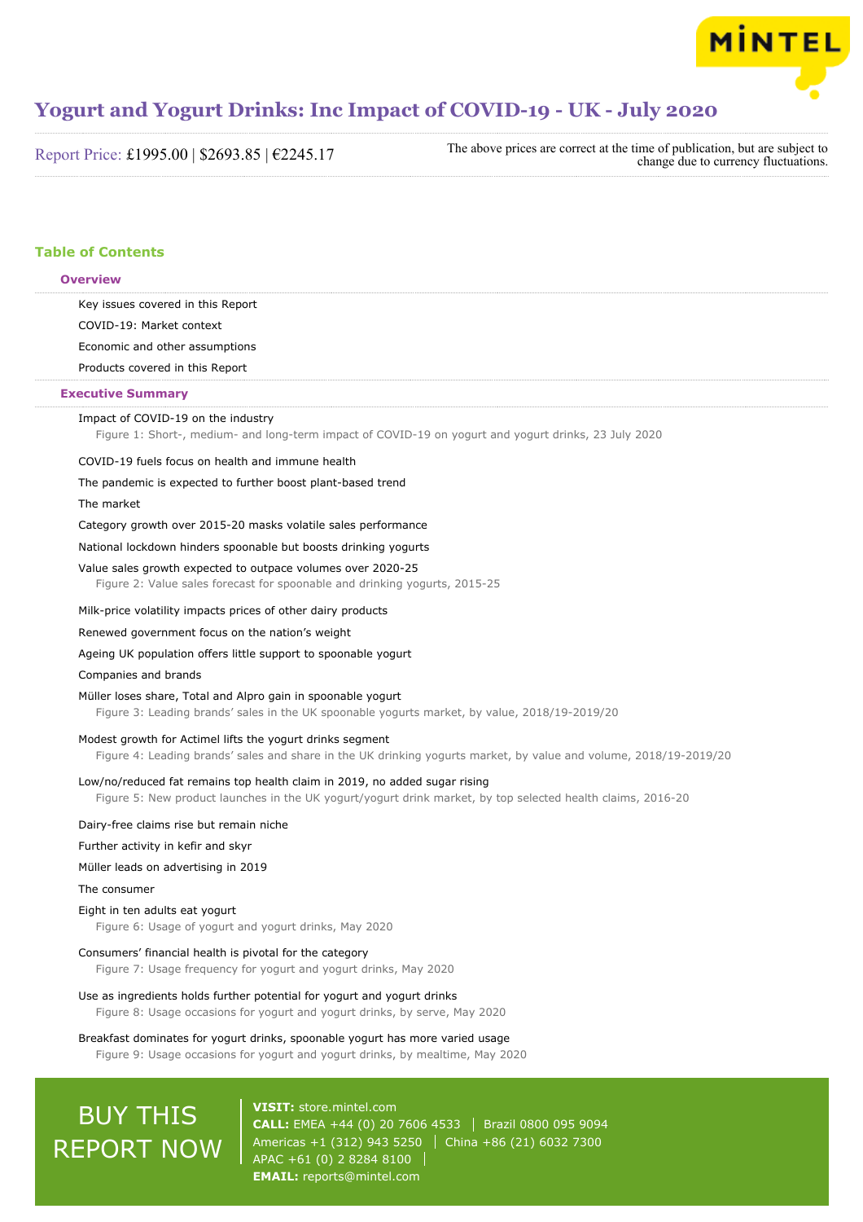# Yogurt and Yogurt Drinks: Inc Impact of COVID-19 - UK - July 2020

Report Price: £1995.00 | $2693.85 | €2245.17

The above prices are correct at the time of publication, but are subject to change due to currency fluctuations.

## Table of Contents

### Overview

Key issues covered in this Report

COVID-19: Market context

Economic and other assumptions

Products covered in this Report

### Executive Summary

Impact of COVID-19 on the industry

Figure 1: Short-, medium- and long-term impact of COVID-19 on yogurt and yogurt drinks, 23 July 2020

COVID-19 fuels focus on health and immune health

The pandemic is expected to further boost plant-based trend

The market

Category growth over 2015-20 masks volatile sales performance

National lockdown hinders spoonable but boosts drinking yogurts

Value sales growth expected to outpace volumes over 2020-25

Figure 2: Value sales forecast for spoonable and drinking yogurts, 2015-25

Milk-price volatility impacts prices of other dairy products

Renewed government focus on the nation's weight

Ageing UK population offers little support to spoonable yogurt

Companies and brands

Müller loses share, Total and Alpro gain in spoonable yogurt

Figure 3: Leading brands' sales in the UK spoonable yogurts market, by value, 2018/19-2019/20

Modest growth for Actimel lifts the yogurt drinks segment

Figure 4: Leading brands' sales and share in the UK drinking yogurts market, by value and volume, 2018/19-2019/20

Low/no/reduced fat remains top health claim in 2019, no added sugar rising

Figure 5: New product launches in the UK yogurt/yogurt drink market, by top selected health claims, 2016-20

Dairy-free claims rise but remain niche

Further activity in kefir and skyr

Müller leads on advertising in 2019

The consumer

Eight in ten adults eat yogurt

Figure 6: Usage of yogurt and yogurt drinks, May 2020

Consumers' financial health is pivotal for the category

Figure 7: Usage frequency for yogurt and yogurt drinks, May 2020

Use as ingredients holds further potential for yogurt and yogurt drinks

Figure 8: Usage occasions for yogurt and yogurt drinks, by serve, May 2020

Breakfast dominates for yogurt drinks, spoonable yogurt has more varied usage

Figure 9: Usage occasions for yogurt and yogurt drinks, by mealtime, May 2020

BUY THIS REPORT NOW

**VISIT:** store.mintel.com

**CALL:** EMEA +44 (0) 20 7606 4533 | Brazil 0800 095 9094
Americas +1 (312) 943 5250 | China +86 (21) 6032 7300
APAC +61 (0) 2 8284 8100

**EMAIL:** reports@mintel.com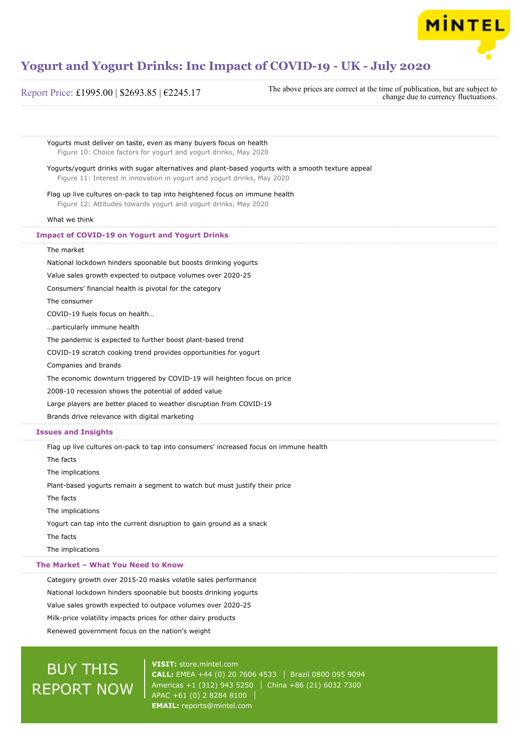Yogurts must deliver on taste, even as many buyers focus on health

Figure 10: Choice factors for yogurt and yogurt drinks, May 2020

Yogurts/yogurt drinks with sugar alternatives and plant-based yogurts with a smooth texture appeal

Figure 11: Interest in innovation in yogurt and yogurt drinks, May 2020

Flag up live cultures on-pack to tap into heightened focus on immune health

Figure 12: Attitudes towards yogurt and yogurt drinks, May 2020

What we think

## Impact of COVID-19 on Yogurt and Yogurt Drinks

The market

National lockdown hinders spoonable but boosts drinking yogurts

Value sales growth expected to outpace volumes over 2020-25

Consumers' financial health is pivotal for the category

The consumer

COVID-19 fuels focus on health…

…particularly immune health

The pandemic is expected to further boost plant-based trend

COVID-19 scratch cooking trend provides opportunities for yogurt

Companies and brands

The economic downturn triggered by COVID-19 will heighten focus on price

2008-10 recession shows the potential of added value

Large players are better placed to weather disruption from COVID-19

Brands drive relevance with digital marketing

## Issues and Insights

Flag up live cultures on-pack to tap into consumers' increased focus on immune health

The facts

The implications

Plant-based yogurts remain a segment to watch but must justify their price

The facts

The implications

Yogurt can tap into the current disruption to gain ground as a snack

The facts

The implications

## The Market – What You Need to Know

Category growth over 2015-20 masks volatile sales performance

National lockdown hinders spoonable but boosts drinking yogurts

Value sales growth expected to outpace volumes over 2020-25

Milk-price volatility impacts prices for other dairy products

Renewed government focus on the nation's weight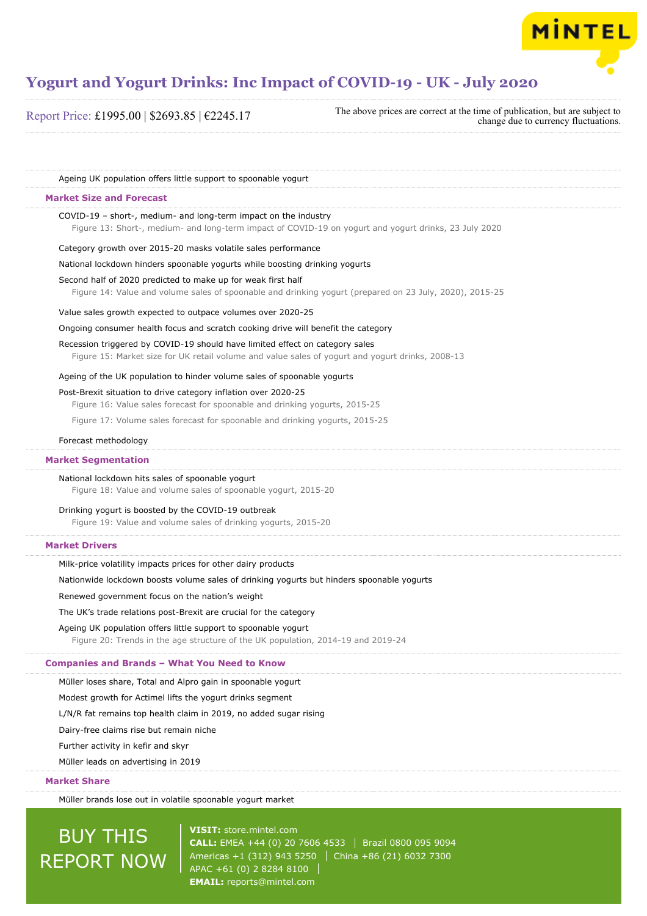Ageing UK population offers little support to spoonable yogurt

## Market Size and Forecast

COVID-19 – short-, medium- and long-term impact on the industry

Figure 13: Short-, medium- and long-term impact of COVID-19 on yogurt and yogurt drinks, 23 July 2020

Category growth over 2015-20 masks volatile sales performance

National lockdown hinders spoonable yogurts while boosting drinking yogurts

Second half of 2020 predicted to make up for weak first half

Figure 14: Value and volume sales of spoonable and drinking yogurt (prepared on 23 July, 2020), 2015-25

Value sales growth expected to outpace volumes over 2020-25

Ongoing consumer health focus and scratch cooking drive will benefit the category

Recession triggered by COVID-19 should have limited effect on category sales

Figure 15: Market size for UK retail volume and value sales of yogurt and yogurt drinks, 2008-13

Ageing of the UK population to hinder volume sales of spoonable yogurts

Post-Brexit situation to drive category inflation over 2020-25

Figure 16: Value sales forecast for spoonable and drinking yogurts, 2015-25

Figure 17: Volume sales forecast for spoonable and drinking yogurts, 2015-25

Forecast methodology

## Market Segmentation

National lockdown hits sales of spoonable yogurt

Figure 18: Value and volume sales of spoonable yogurt, 2015-20

Drinking yogurt is boosted by the COVID-19 outbreak

Figure 19: Value and volume sales of drinking yogurts, 2015-20

## Market Drivers

Milk-price volatility impacts prices for other dairy products

Nationwide lockdown boosts volume sales of drinking yogurts but hinders spoonable yogurts

Renewed government focus on the nation's weight

The UK's trade relations post-Brexit are crucial for the category

Ageing UK population offers little support to spoonable yogurt

Figure 20: Trends in the age structure of the UK population, 2014-19 and 2019-24

## Companies and Brands – What You Need to Know

Müller loses share, Total and Alpro gain in spoonable yogurt

Modest growth for Actimel lifts the yogurt drinks segment

L/N/R fat remains top health claim in 2019, no added sugar rising

Dairy-free claims rise but remain niche

Further activity in kefir and skyr

Müller leads on advertising in 2019

## Market Share

Müller brands lose out in volatile spoonable yogurt market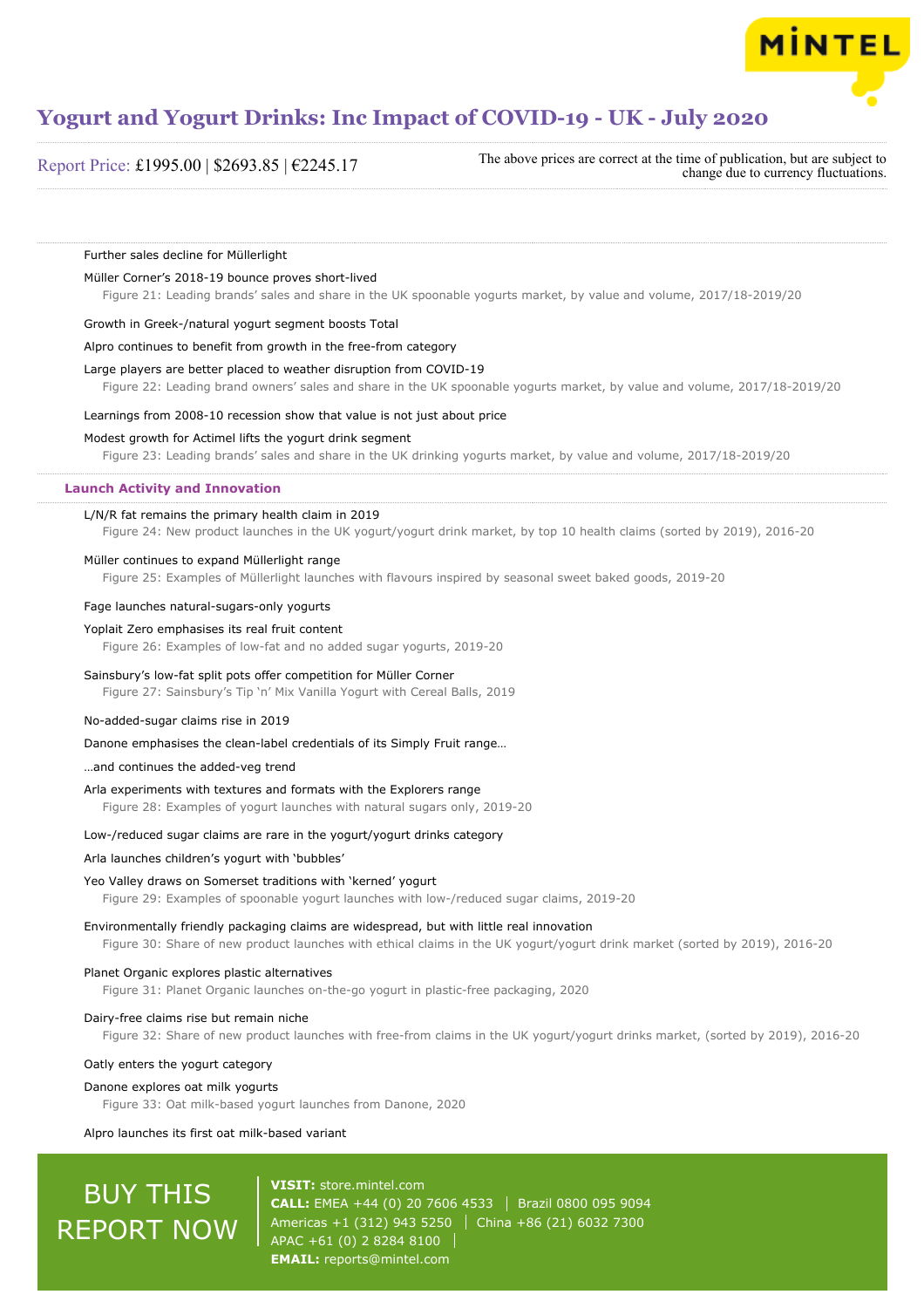Further sales decline for Müllerlight

Müller Corner's 2018-19 bounce proves short-lived

Figure 21: Leading brands' sales and share in the UK spoonable yogurts market, by value and volume, 2017/18-2019/20

Growth in Greek-/natural yogurt segment boosts Total

Alpro continues to benefit from growth in the free-from category

Large players are better placed to weather disruption from COVID-19

Figure 22: Leading brand owners' sales and share in the UK spoonable yogurts market, by value and volume, 2017/18-2019/20

Learnings from 2008-10 recession show that value is not just about price

Modest growth for Actimel lifts the yogurt drink segment

Figure 23: Leading brands' sales and share in the UK drinking yogurts market, by value and volume, 2017/18-2019/20

## Launch Activity and Innovation

L/N/R fat remains the primary health claim in 2019

Figure 24: New product launches in the UK yogurt/yogurt drink market, by top 10 health claims (sorted by 2019), 2016-20

Müller continues to expand Müllerlight range

Figure 25: Examples of Müllerlight launches with flavours inspired by seasonal sweet baked goods, 2019-20

Fage launches natural-sugars-only yogurts

Yoplait Zero emphasises its real fruit content

Figure 26: Examples of low-fat and no added sugar yogurts, 2019-20

Sainsbury's low-fat split pots offer competition for Müller Corner

Figure 27: Sainsbury's Tip 'n' Mix Vanilla Yogurt with Cereal Balls, 2019

No-added-sugar claims rise in 2019

Danone emphasises the clean-label credentials of its Simply Fruit range…

…and continues the added-veg trend

Arla experiments with textures and formats with the Explorers range

Figure 28: Examples of yogurt launches with natural sugars only, 2019-20

Low-/reduced sugar claims are rare in the yogurt/yogurt drinks category

Arla launches children's yogurt with 'bubbles'

Yeo Valley draws on Somerset traditions with 'kerned' yogurt

Figure 29: Examples of spoonable yogurt launches with low-/reduced sugar claims, 2019-20

Environmentally friendly packaging claims are widespread, but with little real innovation

Figure 30: Share of new product launches with ethical claims in the UK yogurt/yogurt drink market (sorted by 2019), 2016-20

Planet Organic explores plastic alternatives

Figure 31: Planet Organic launches on-the-go yogurt in plastic-free packaging, 2020

Dairy-free claims rise but remain niche

Figure 32: Share of new product launches with free-from claims in the UK yogurt/yogurt drinks market, (sorted by 2019), 2016-20

Oatly enters the yogurt category

Danone explores oat milk yogurts

Figure 33: Oat milk-based yogurt launches from Danone, 2020

Alpro launches its first oat milk-based variant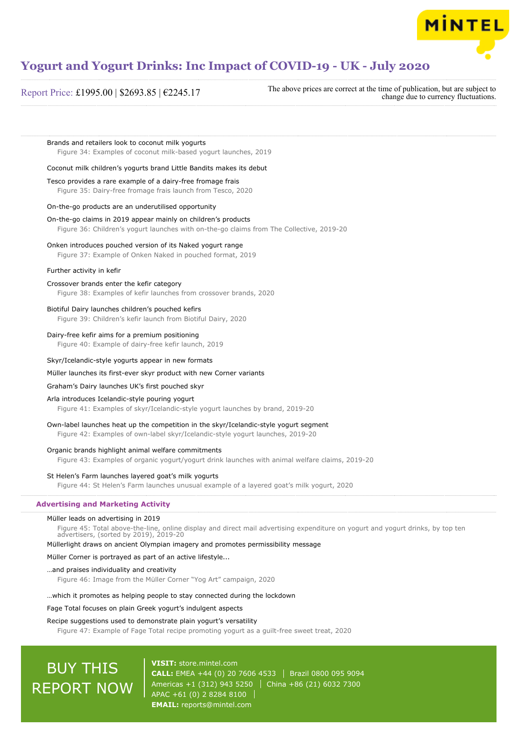Brands and retailers look to coconut milk yogurts

Figure 34: Examples of coconut milk-based yogurt launches, 2019

Coconut milk children's yogurts brand Little Bandits makes its debut

Tesco provides a rare example of a dairy-free fromage frais

Figure 35: Dairy-free fromage frais launch from Tesco, 2020

On-the-go products are an underutilised opportunity

On-the-go claims in 2019 appear mainly on children's products

Figure 36: Children's yogurt launches with on-the-go claims from The Collective, 2019-20

Onken introduces pouched version of its Naked yogurt range

Figure 37: Example of Onken Naked in pouched format, 2019

Further activity in kefir

Crossover brands enter the kefir category

Figure 38: Examples of kefir launches from crossover brands, 2020

Biotiful Dairy launches children's pouched kefirs

Figure 39: Children's kefir launch from Biotiful Dairy, 2020

Dairy-free kefir aims for a premium positioning

Figure 40: Example of dairy-free kefir launch, 2019

Skyr/Icelandic-style yogurts appear in new formats

Müller launches its first-ever skyr product with new Corner variants

Graham's Dairy launches UK's first pouched skyr

Arla introduces Icelandic-style pouring yogurt

Figure 41: Examples of skyr/Icelandic-style yogurt launches by brand, 2019-20

Own-label launches heat up the competition in the skyr/Icelandic-style yogurt segment

Figure 42: Examples of own-label skyr/Icelandic-style yogurt launches, 2019-20

Organic brands highlight animal welfare commitments

Figure 43: Examples of organic yogurt/yogurt drink launches with animal welfare claims, 2019-20

St Helen's Farm launches layered goat's milk yogurts

Figure 44: St Helen's Farm launches unusual example of a layered goat's milk yogurt, 2020

## Advertising and Marketing Activity

Müller leads on advertising in 2019

Figure 45: Total above-the-line, online display and direct mail advertising expenditure on yogurt and yogurt drinks, by top ten advertisers, (sorted by 2019), 2019-20

Müllerlight draws on ancient Olympian imagery and promotes permissibility message

Müller Corner is portrayed as part of an active lifestyle...

…and praises individuality and creativity

Figure 46: Image from the Müller Corner "Yog Art" campaign, 2020

…which it promotes as helping people to stay connected during the lockdown

Fage Total focuses on plain Greek yogurt's indulgent aspects

Recipe suggestions used to demonstrate plain yogurt's versatility

Figure 47: Example of Fage Total recipe promoting yogurt as a guilt-free sweet treat, 2020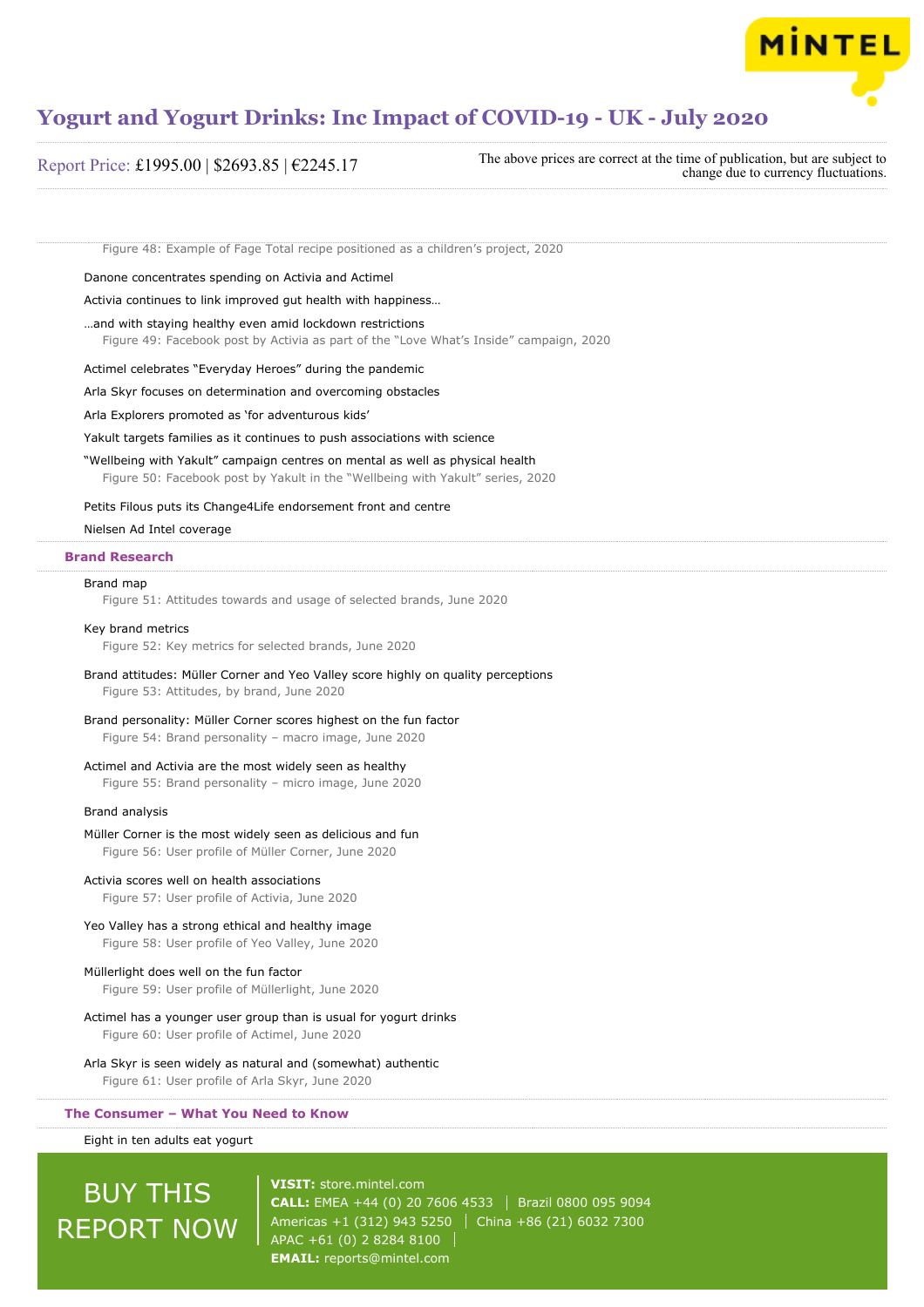Figure 48: Example of Fage Total recipe positioned as a children's project, 2020

Danone concentrates spending on Activia and Actimel

Activia continues to link improved gut health with happiness…

…and with staying healthy even amid lockdown restrictions

Figure 49: Facebook post by Activia as part of the "Love What's Inside" campaign, 2020

Actimel celebrates "Everyday Heroes" during the pandemic

Arla Skyr focuses on determination and overcoming obstacles

Arla Explorers promoted as 'for adventurous kids'

Yakult targets families as it continues to push associations with science

"Wellbeing with Yakult" campaign centres on mental as well as physical health

Figure 50: Facebook post by Yakult in the "Wellbeing with Yakult" series, 2020

Petits Filous puts its Change4Life endorsement front and centre

Nielsen Ad Intel coverage

## Brand Research

Brand map

Figure 51: Attitudes towards and usage of selected brands, June 2020

Key brand metrics

Figure 52: Key metrics for selected brands, June 2020

Brand attitudes: Müller Corner and Yeo Valley score highly on quality perceptions

Figure 53: Attitudes, by brand, June 2020

Brand personality: Müller Corner scores highest on the fun factor

Figure 54: Brand personality – macro image, June 2020

Actimel and Activia are the most widely seen as healthy

Figure 55: Brand personality – micro image, June 2020

Brand analysis

Müller Corner is the most widely seen as delicious and fun

Figure 56: User profile of Müller Corner, June 2020

Activia scores well on health associations

Figure 57: User profile of Activia, June 2020

Yeo Valley has a strong ethical and healthy image

Figure 58: User profile of Yeo Valley, June 2020

Müllerlight does well on the fun factor

Figure 59: User profile of Müllerlight, June 2020

Actimel has a younger user group than is usual for yogurt drinks

Figure 60: User profile of Actimel, June 2020

Arla Skyr is seen widely as natural and (somewhat) authentic

Figure 61: User profile of Arla Skyr, June 2020

## The Consumer – What You Need to Know

Eight in ten adults eat yogurt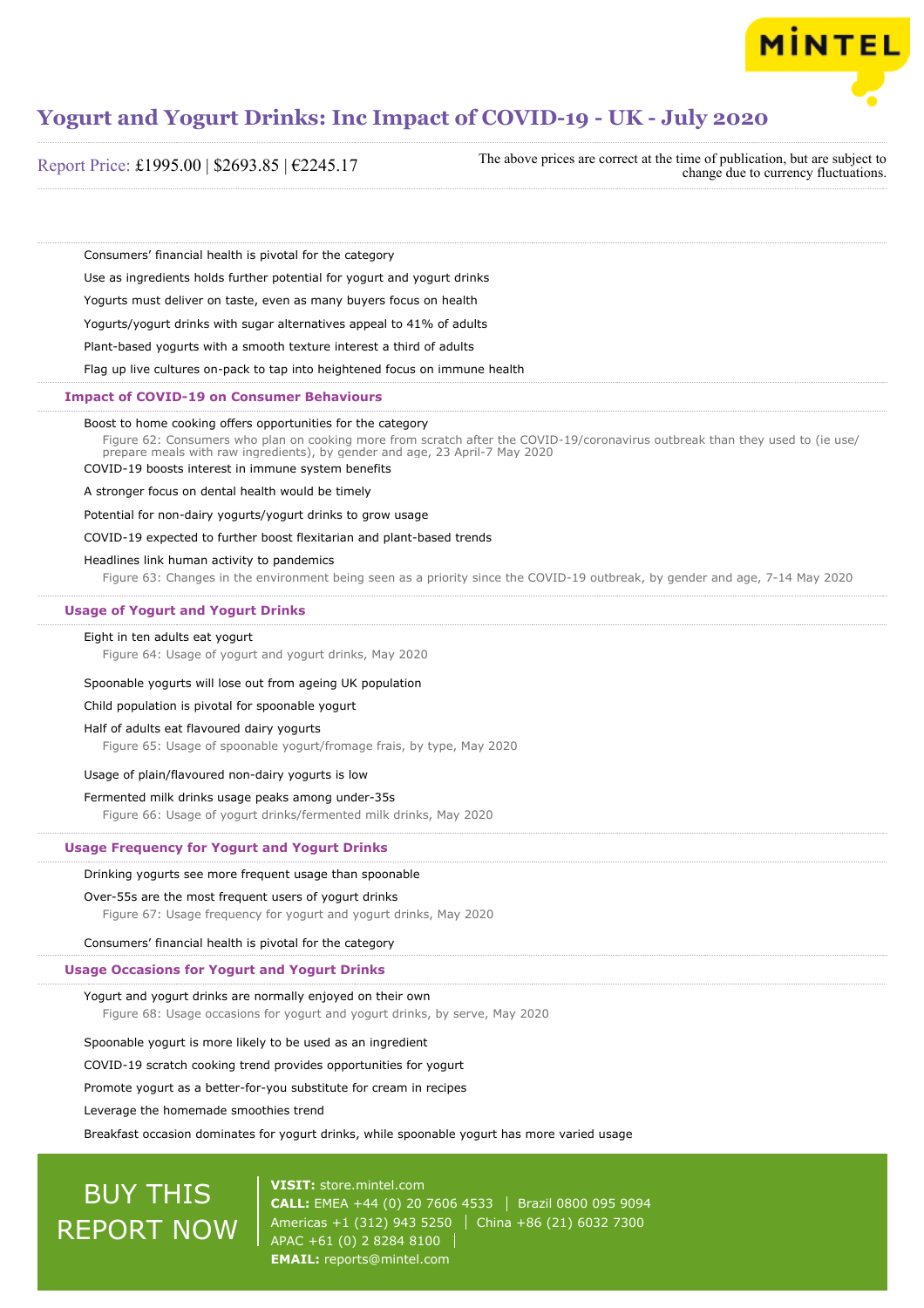# Yogurt and Yogurt Drinks: Inc Impact of COVID-19 - UK - July 2020

Report Price: £1995.00 | $2693.85 | €2245.17

The above prices are correct at the time of publication, but are subject to change due to currency fluctuations.

Consumers' financial health is pivotal for the category

Use as ingredients holds further potential for yogurt and yogurt drinks

Yogurts must deliver on taste, even as many buyers focus on health

Yogurts/yogurt drinks with sugar alternatives appeal to 41% of adults

Plant-based yogurts with a smooth texture interest a third of adults

Flag up live cultures on-pack to tap into heightened focus on immune health

## Impact of COVID-19 on Consumer Behaviours

Boost to home cooking offers opportunities for the category

Figure 62: Consumers who plan on cooking more from scratch after the COVID-19/coronavirus outbreak than they used to (ie use/prepare meals with raw ingredients), by gender and age, 23 April-7 May 2020

COVID-19 boosts interest in immune system benefits

A stronger focus on dental health would be timely

Potential for non-dairy yogurts/yogurt drinks to grow usage

COVID-19 expected to further boost flexitarian and plant-based trends

Headlines link human activity to pandemics

Figure 63: Changes in the environment being seen as a priority since the COVID-19 outbreak, by gender and age, 7-14 May 2020

## Usage of Yogurt and Yogurt Drinks

Eight in ten adults eat yogurt

Figure 64: Usage of yogurt and yogurt drinks, May 2020

Spoonable yogurts will lose out from ageing UK population

Child population is pivotal for spoonable yogurt

Half of adults eat flavoured dairy yogurts

Figure 65: Usage of spoonable yogurt/fromage frais, by type, May 2020

Usage of plain/flavoured non-dairy yogurts is low

Fermented milk drinks usage peaks among under-35s

Figure 66: Usage of yogurt drinks/fermented milk drinks, May 2020

## Usage Frequency for Yogurt and Yogurt Drinks

Drinking yogurts see more frequent usage than spoonable

Over-55s are the most frequent users of yogurt drinks

Figure 67: Usage frequency for yogurt and yogurt drinks, May 2020

Consumers' financial health is pivotal for the category

## Usage Occasions for Yogurt and Yogurt Drinks

Yogurt and yogurt drinks are normally enjoyed on their own

Figure 68: Usage occasions for yogurt and yogurt drinks, by serve, May 2020

Spoonable yogurt is more likely to be used as an ingredient

COVID-19 scratch cooking trend provides opportunities for yogurt

Promote yogurt as a better-for-you substitute for cream in recipes

Leverage the homemade smoothies trend

Breakfast occasion dominates for yogurt drinks, while spoonable yogurt has more varied usage

BUY THIS REPORT NOW

**VISIT:** store.mintel.com
**CALL:** EMEA +44 (0) 20 7606 4533 | Brazil 0800 095 9094
Americas +1 (312) 943 5250 | China +86 (21) 6032 7300
APAC +61 (0) 2 8284 8100
**EMAIL:** reports@mintel.com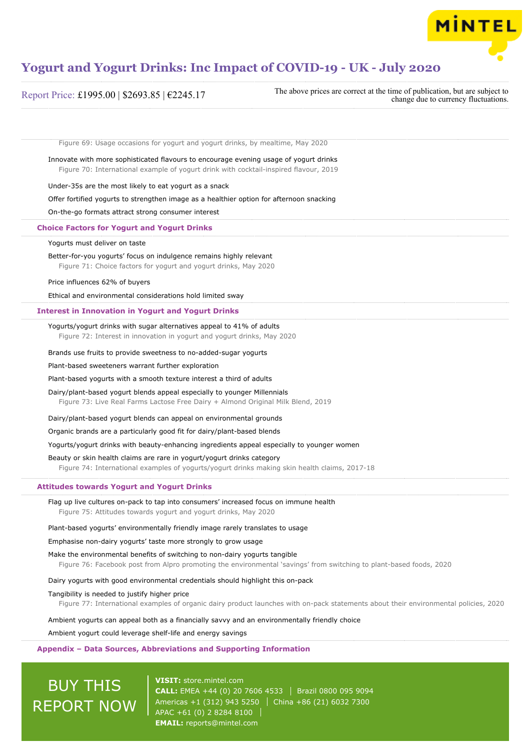Figure 69: Usage occasions for yogurt and yogurt drinks, by mealtime, May 2020

Innovate with more sophisticated flavours to encourage evening usage of yogurt drinks

Figure 70: International example of yogurt drink with cocktail-inspired flavour, 2019

Under-35s are the most likely to eat yogurt as a snack

Offer fortified yogurts to strengthen image as a healthier option for afternoon snacking

On-the-go formats attract strong consumer interest

## Choice Factors for Yogurt and Yogurt Drinks

Yogurts must deliver on taste

Better-for-you yogurts' focus on indulgence remains highly relevant

Figure 71: Choice factors for yogurt and yogurt drinks, May 2020

Price influences 62% of buyers

Ethical and environmental considerations hold limited sway

## Interest in Innovation in Yogurt and Yogurt Drinks

Yogurts/yogurt drinks with sugar alternatives appeal to 41% of adults

Figure 72: Interest in innovation in yogurt and yogurt drinks, May 2020

Brands use fruits to provide sweetness to no-added-sugar yogurts

Plant-based sweeteners warrant further exploration

Plant-based yogurts with a smooth texture interest a third of adults

Dairy/plant-based yogurt blends appeal especially to younger Millennials

Figure 73: Live Real Farms Lactose Free Dairy + Almond Original Milk Blend, 2019

Dairy/plant-based yogurt blends can appeal on environmental grounds

Organic brands are a particularly good fit for dairy/plant-based blends

Yogurts/yogurt drinks with beauty-enhancing ingredients appeal especially to younger women

Beauty or skin health claims are rare in yogurt/yogurt drinks category

Figure 74: International examples of yogurts/yogurt drinks making skin health claims, 2017-18

## Attitudes towards Yogurt and Yogurt Drinks

Flag up live cultures on-pack to tap into consumers' increased focus on immune health

Figure 75: Attitudes towards yogurt and yogurt drinks, May 2020

Plant-based yogurts' environmentally friendly image rarely translates to usage

Emphasise non-dairy yogurts' taste more strongly to grow usage

Make the environmental benefits of switching to non-dairy yogurts tangible

Figure 76: Facebook post from Alpro promoting the environmental 'savings' from switching to plant-based foods, 2020

Dairy yogurts with good environmental credentials should highlight this on-pack

Tangibility is needed to justify higher price

Figure 77: International examples of organic dairy product launches with on-pack statements about their environmental policies, 2020

Ambient yogurts can appeal both as a financially savvy and an environmentally friendly choice

Ambient yogurt could leverage shelf-life and energy savings

## Appendix – Data Sources, Abbreviations and Supporting Information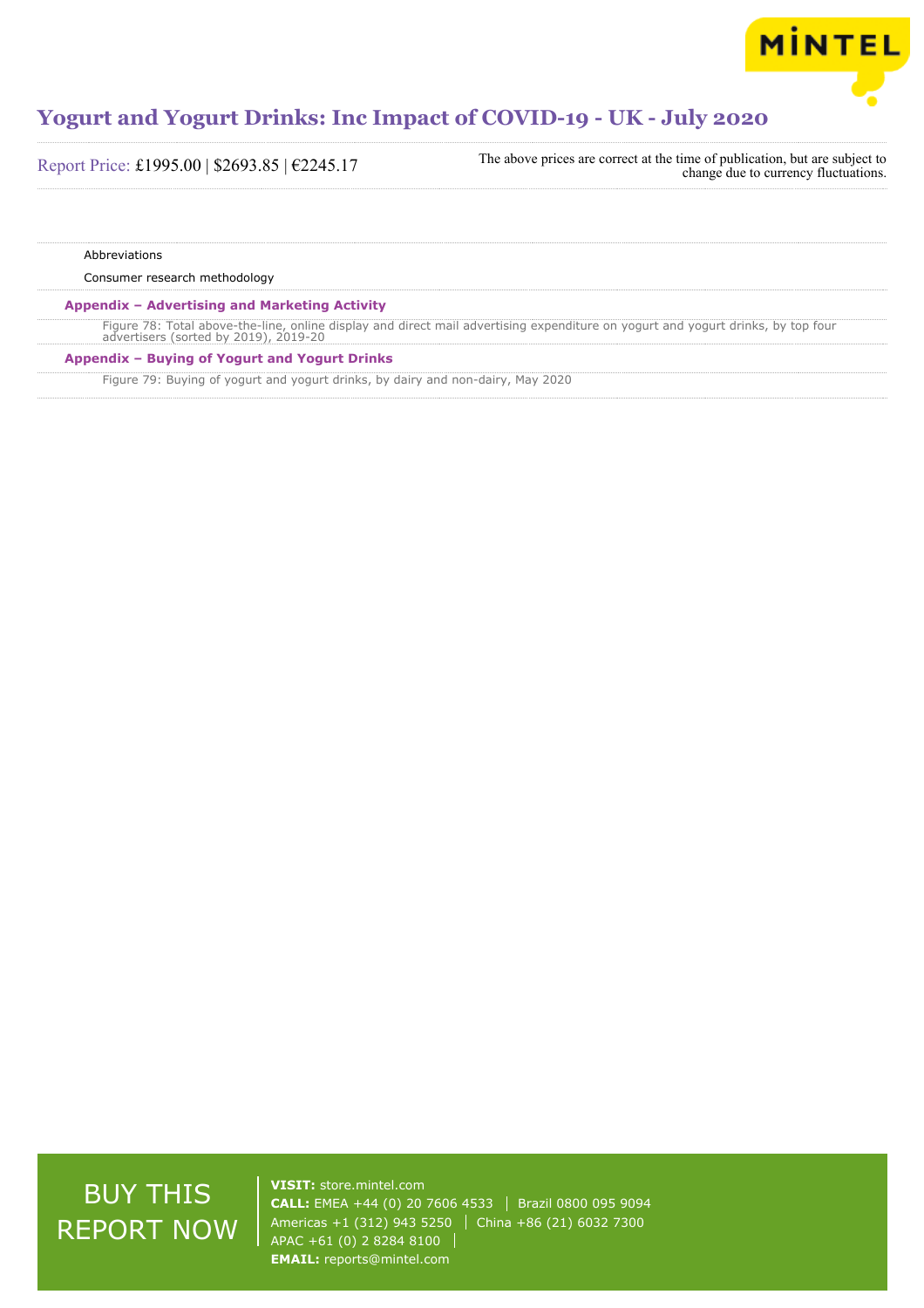Abbreviations

Consumer research methodology

**Appendix – Advertising and Marketing Activity**

Figure 78: Total above-the-line, online display and direct mail advertising expenditure on yogurt and yogurt drinks, by top four advertisers (sorted by 2019), 2019-20

**Appendix – Buying of Yogurt and Yogurt Drinks**

Figure 79: Buying of yogurt and yogurt drinks, by dairy and non-dairy, May 2020